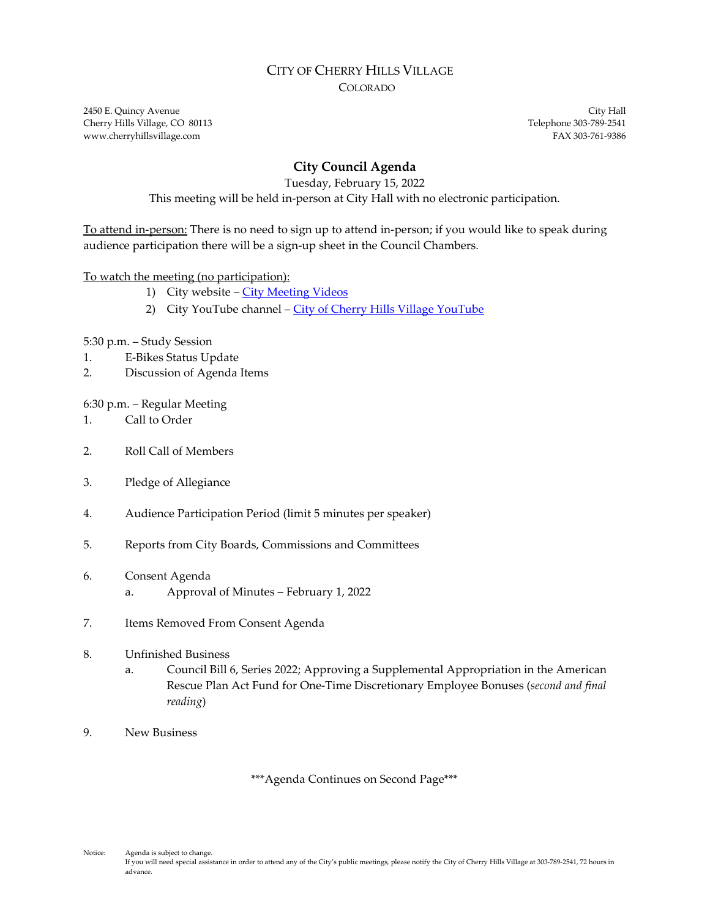# CITY OF CHERRY HILLS VILLAGE

COLORADO

2450 E. Quincy Avenue
Cherry Hills Village, CO 80113
www.cherryhillsvillage.com

City Hall
Telephone 303-789-2541
FAX 303-761-9386

## City Council Agenda

Tuesday, February 15, 2022

This meeting will be held in-person at City Hall with no electronic participation.

To attend in-person: There is no need to sign up to attend in-person; if you would like to speak during audience participation there will be a sign-up sheet in the Council Chambers.

To watch the meeting (no participation):

1) City website – City Meeting Videos
2) City YouTube channel – City of Cherry Hills Village YouTube

5:30 p.m. – Study Session

1. E-Bikes Status Update
2. Discussion of Agenda Items

6:30 p.m. – Regular Meeting

1. Call to Order
2. Roll Call of Members
3. Pledge of Allegiance
4. Audience Participation Period (limit 5 minutes per speaker)
5. Reports from City Boards, Commissions and Committees
6. Consent Agenda
   a. Approval of Minutes – February 1, 2022
7. Items Removed From Consent Agenda
8. Unfinished Business
   a. Council Bill 6, Series 2022; Approving a Supplemental Appropriation in the American Rescue Plan Act Fund for One-Time Discretionary Employee Bonuses (*second and final reading*)
9. New Business

\*\*\*Agenda Continues on Second Page\*\*\*

Notice: Agenda is subject to change.
If you will need special assistance in order to attend any of the City's public meetings, please notify the City of Cherry Hills Village at 303-789-2541, 72 hours in advance.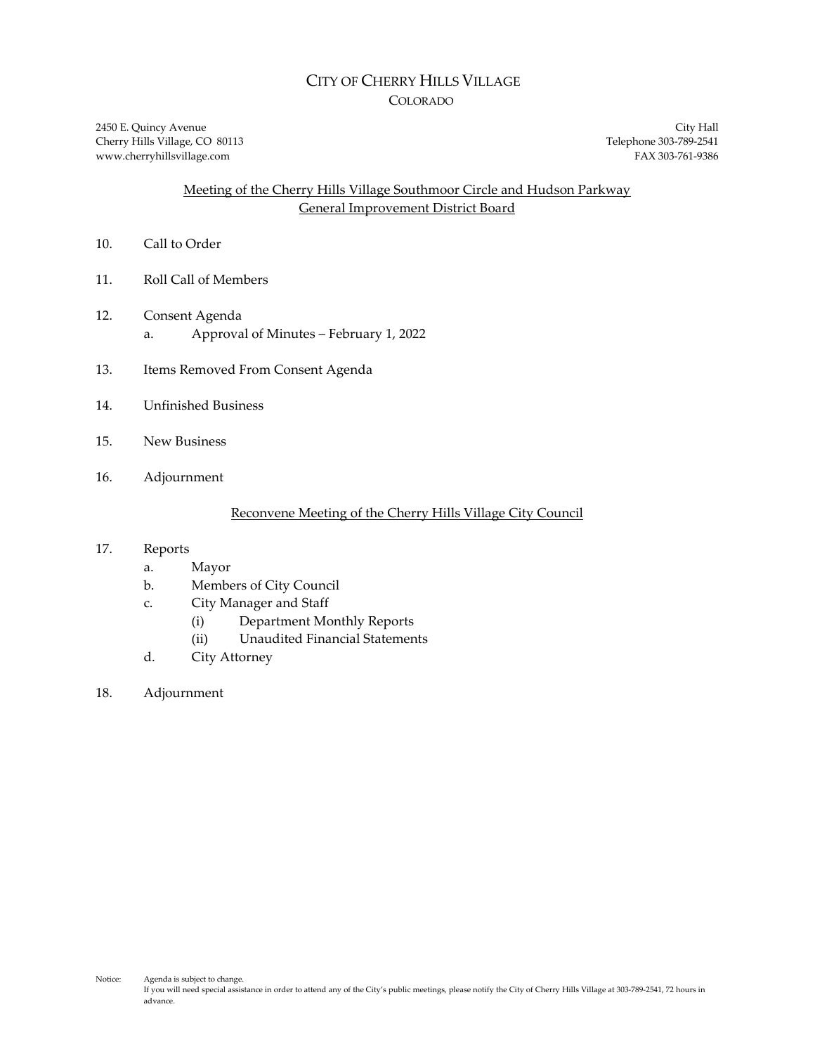# CITY OF CHERRY HILLS VILLAGE
## COLORADO

2450 E. Quincy Avenue
Cherry Hills Village, CO 80113
www.cherryhillsvillage.com

City Hall
Telephone 303-789-2541
FAX 303-761-9386

### Meeting of the Cherry Hills Village Southmoor Circle and Hudson Parkway General Improvement District Board

10. Call to Order

11. Roll Call of Members

12. Consent Agenda
    a. Approval of Minutes – February 1, 2022

13. Items Removed From Consent Agenda

14. Unfinished Business

15. New Business

16. Adjournment

### Reconvene Meeting of the Cherry Hills Village City Council

17. Reports
    a. Mayor
    b. Members of City Council
    c. City Manager and Staff
        (i) Department Monthly Reports
        (ii) Unaudited Financial Statements
    d. City Attorney

18. Adjournment

Notice: Agenda is subject to change.
If you will need special assistance in order to attend any of the City's public meetings, please notify the City of Cherry Hills Village at 303-789-2541, 72 hours in advance.